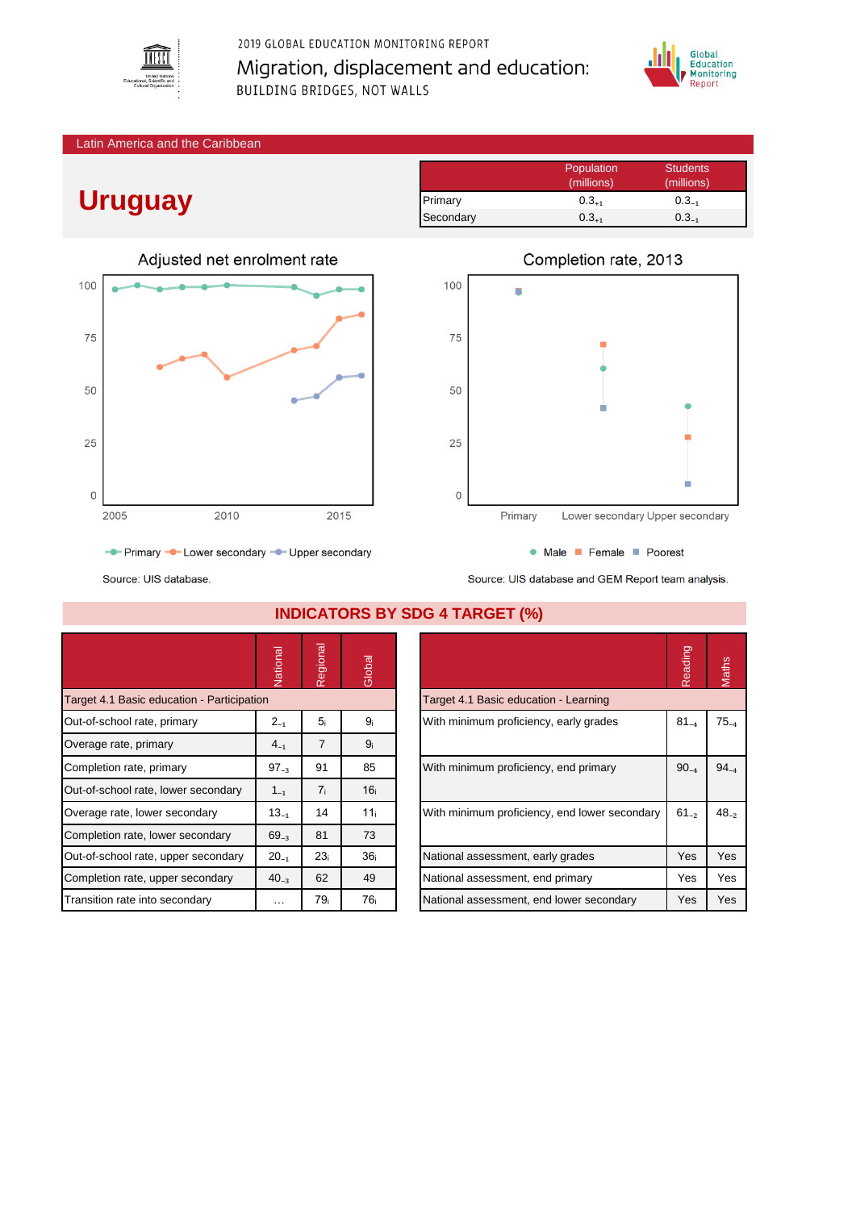2019 GLOBAL EDUCATION MONITORING REPORT

Migration, displacement and education:

BUILDING BRIDGES, NOT WALLS

Latin America and the Caribbean

# Uruguay

| | Population (millions) | Students (millions) |
|---|---|---|
| Primary | $0.3_{+1}$ | $0.3_{-1}$ |
| Secondary | $0.3_{+1}$ | $0.3_{-1}$ |

## Adjusted net enrolment rate

Primary, Lower secondary, Upper secondary

Source: UIS database.

## Completion rate, 2013

Male, Female, Poorest

Source: UIS database and GEM Report team analysis.

## INDICATORS BY SDG 4 TARGET (%)

| | National | Regional | Global |
|---|---|---|---|
| **Target 4.1 Basic education - Participation** | | | |
| Out-of-school rate, primary | $2_{-1}$ | $5_{i}$ | $9_{i}$ |
| Overage rate, primary | $4_{-1}$ | 7 | $9_{i}$ |
| Completion rate, primary | $97_{-3}$ | 91 | 85 |
| Out-of-school rate, lower secondary | $1_{-1}$ | $7_{i}$ | $16_{i}$ |
| Overage rate, lower secondary | $13_{-1}$ | 14 | $11_{i}$ |
| Completion rate, lower secondary | $69_{-3}$ | 81 | 73 |
| Out-of-school rate, upper secondary | $20_{-1}$ | $23_{i}$ | $36_{i}$ |
| Completion rate, upper secondary | $40_{-3}$ | 62 | 49 |
| Transition rate into secondary | … | $79_{i}$ | $76_{i}$ |

| | Reading | Maths |
|---|---|---|
| **Target 4.1 Basic education - Learning** | | |
| With minimum proficiency, early grades | $81_{-4}$ | $75_{-4}$ |
| With minimum proficiency, end primary | $90_{-4}$ | $94_{-4}$ |
| With minimum proficiency, end lower secondary | $61_{-2}$ | $48_{-2}$ |
| National assessment, early grades | Yes | Yes |
| National assessment, end primary | Yes | Yes |
| National assessment, end lower secondary | Yes | Yes |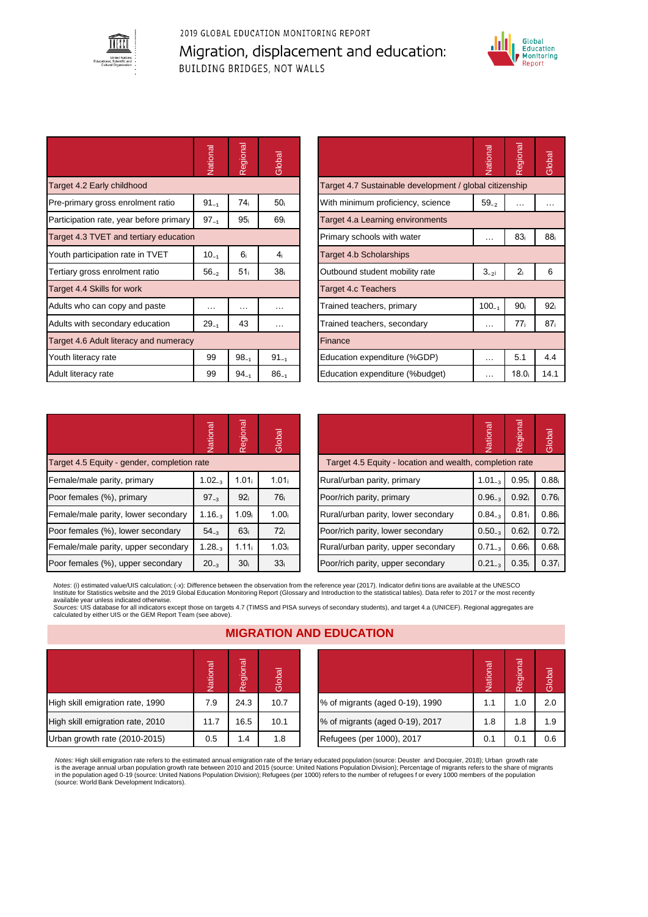| | National | Regional | Global |
|---|---|---|---|
| Target 4.2 Early childhood | | | |
| Pre-primary gross enrolment ratio | $91_{-1}$ | $74_{i}$ | $50_{i}$ |
| Participation rate, year before primary | $97_{-1}$ | $95_{i}$ | $69_{i}$ |
| Target 4.3 TVET and tertiary education | | | |
| Youth participation rate in TVET | $10_{-1}$ | $6_{i}$ | $4_{i}$ |
| Tertiary gross enrolment ratio | $56_{-2}$ | $51_{i}$ | $38_{i}$ |
| Target 4.4 Skills for work | | | |
| Adults who can copy and paste | … | … | … |
| Adults with secondary education | $29_{-1}$ | 43 | … |
| Target 4.6 Adult literacy and numeracy | | | |
| Youth literacy rate | 99 | $98_{-1}$ | $91_{-1}$ |
| Adult literacy rate | 99 | $94_{-1}$ | $86_{-1}$ |

| | National | Regional | Global |
|---|---|---|---|
| Target 4.7 Sustainable development / global citizenship | | | |
| With minimum proficiency, science | $59_{-2}$ | … | … |
| Target 4.a Learning environments | | | |
| Primary schools with water | … | $83_{i}$ | $88_{i}$ |
| Target 4.b Scholarships | | | |
| Outbound student mobility rate | $3_{-2i}$ | $2_{i}$ | 6 |
| Target 4.c Teachers | | | |
| Trained teachers, primary | $100_{-1}$ | $90_{i}$ | $92_{i}$ |
| Trained teachers, secondary | … | $77_{i}$ | $87_{i}$ |
| Finance | | | |
| Education expenditure (%GDP) | … | 5.1 | 4.4 |
| Education expenditure (%budget) | … | $18.0_{i}$ | 14.1 |

| | National | Regional | Global |
|---|---|---|---|
| Target 4.5 Equity - gender, completion rate | | | |
| Female/male parity, primary | $1.02_{-3}$ | $1.01_{i}$ | $1.01_{i}$ |
| Poor females (%), primary | $97_{-3}$ | $92_{i}$ | $76_{i}$ |
| Female/male parity, lower secondary | $1.16_{-3}$ | $1.09_{i}$ | $1.00_{i}$ |
| Poor females (%), lower secondary | $54_{-3}$ | $63_{i}$ | $72_{i}$ |
| Female/male parity, upper secondary | $1.28_{-3}$ | $1.11_{i}$ | $1.03_{i}$ |
| Poor females (%), upper secondary | $20_{-3}$ | $30_{i}$ | $33_{i}$ |

| | National | Regional | Global |
|---|---|---|---|
| Target 4.5 Equity - location and wealth, completion rate | | | |
| Rural/urban parity, primary | $1.01_{-3}$ | $0.95_{i}$ | $0.88_{i}$ |
| Poor/rich parity, primary | $0.96_{-3}$ | $0.92_{i}$ | $0.76_{i}$ |
| Rural/urban parity, lower secondary | $0.84_{-3}$ | $0.81_{i}$ | $0.86_{i}$ |
| Poor/rich parity, lower secondary | $0.50_{-3}$ | $0.62_{i}$ | $0.72_{i}$ |
| Rural/urban parity, upper secondary | $0.71_{-3}$ | $0.66_{i}$ | $0.68_{i}$ |
| Poor/rich parity, upper secondary | $0.21_{-3}$ | $0.35_{i}$ | $0.37_{i}$ |

*Notes*: (i) estimated value/UIS calculation; (-x): Difference between the observation from the reference year (2017). Indicator definitions are available at the UNESCO Institute for Statistics website and the 2019 Global Education Monitoring Report (Glossary and Introduction to the statistical tables). Data refer to 2017 or the most recently available year unless indicated otherwise.
*Sources*: UIS database for all indicators except those on targets 4.7 (TIMSS and PISA surveys of secondary students), and target 4.a (UNICEF). Regional aggregates are calculated by either UIS or the GEM Report Team (see above).

## MIGRATION AND EDUCATION

| | National | Regional | Global |
|---|---|---|---|
| High skill emigration rate, 1990 | 7.9 | 24.3 | 10.7 |
| High skill emigration rate, 2010 | 11.7 | 16.5 | 10.1 |
| Urban growth rate (2010-2015) | 0.5 | 1.4 | 1.8 |

| | National | Regional | Global |
|---|---|---|---|
| % of migrants (aged 0-19), 1990 | 1.1 | 1.0 | 2.0 |
| % of migrants (aged 0-19), 2017 | 1.8 | 1.8 | 1.9 |
| Refugees (per 1000), 2017 | 0.1 | 0.1 | 0.6 |

*Notes*: High skill emigration rate refers to the estimated annual emigration rate of the teriary educated population (source: Deuster and Docquier, 2018); Urban growth rate is the average annual urban population growth rate between 2010 and 2015 (source: United Nations Population Division); Percentage of migrants refers to the share of migrants in the population aged 0-19 (source: United Nations Population Division); Refugees (per 1000) refers to the number of refugees f or every 1000 members of the population (source: World Bank Development Indicators).